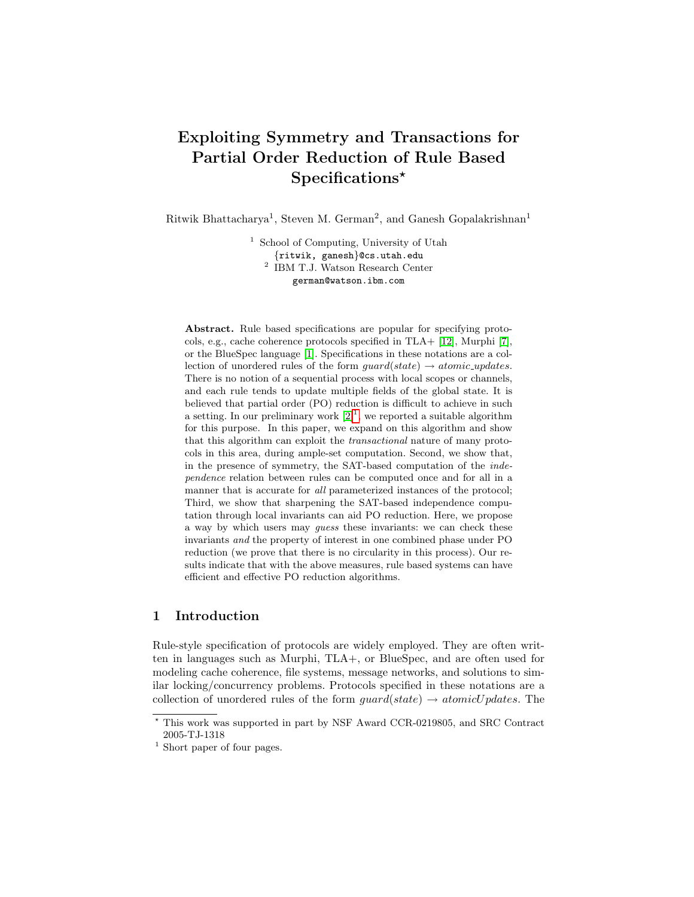# Exploiting Symmetry and Transactions for Partial Order Reduction of Rule Based Specifications*

Ritwik Bhattacharya[1], Steven M. German[2], and Ganesh Gopalakrishnan[1]

[1] School of Computing, University of Utah
{ritwik, ganesh}@cs.utah.edu
[2] IBM T.J. Watson Research Center
german@watson.ibm.com

**Abstract.** Rule based specifications are popular for specifying protocols, e.g., cache coherence protocols specified in TLA+ [12], Murphi [7], or the BlueSpec language [1]. Specifications in these notations are a collection of unordered rules of the form $guard(state) \rightarrow atomic\_updates$. There is no notion of a sequential process with local scopes or channels, and each rule tends to update multiple fields of the global state. It is believed that partial order (PO) reduction is difficult to achieve in such a setting. In our preliminary work [2][1] we reported a suitable algorithm for this purpose. In this paper, we expand on this algorithm and show that this algorithm can exploit the *transactional* nature of many protocols in this area, during ample-set computation. Second, we show that, in the presence of symmetry, the SAT-based computation of the *independence* relation between rules can be computed once and for all in a manner that is accurate for *all* parameterized instances of the protocol; Third, we show that sharpening the SAT-based independence computation through local invariants can aid PO reduction. Here, we propose a way by which users may *guess* these invariants: we can check these invariants *and* the property of interest in one combined phase under PO reduction (we prove that there is no circularity in this process). Our results indicate that with the above measures, rule based systems can have efficient and effective PO reduction algorithms.

## 1 Introduction

Rule-style specification of protocols are widely employed. They are often written in languages such as Murphi, TLA+, or BlueSpec, and are often used for modeling cache coherence, file systems, message networks, and solutions to similar locking/concurrency problems. Protocols specified in these notations are a collection of unordered rules of the form $guard(state) \rightarrow atomicUpdates$. The

---

* This work was supported in part by NSF Award CCR-0219805, and SRC Contract 2005-TJ-1318

[1] Short paper of four pages.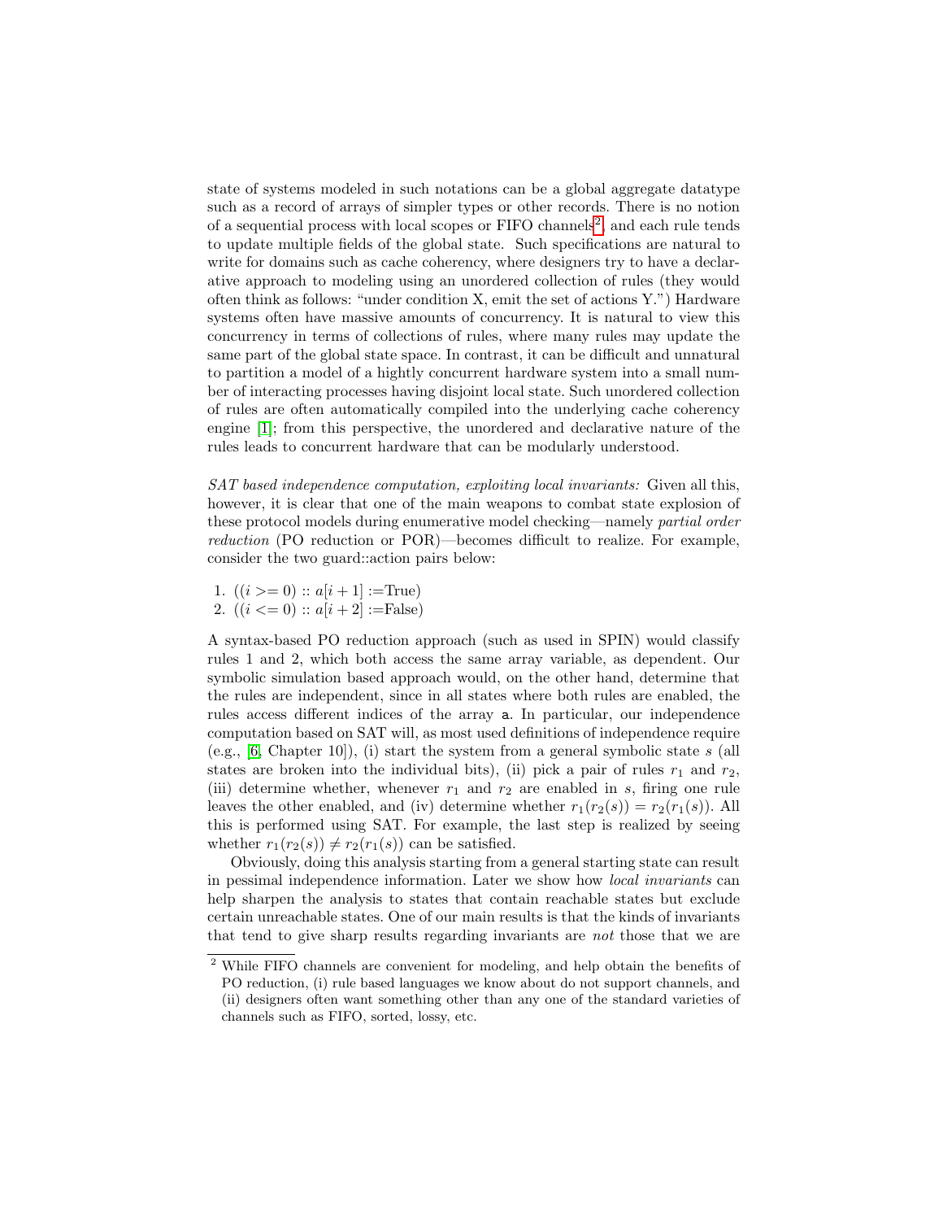state of systems modeled in such notations can be a global aggregate datatype such as a record of arrays of simpler types or other records. There is no notion of a sequential process with local scopes or FIFO channels[2], and each rule tends to update multiple fields of the global state. Such specifications are natural to write for domains such as cache coherency, where designers try to have a declarative approach to modeling using an unordered collection of rules (they would often think as follows: "under condition X, emit the set of actions Y.") Hardware systems often have massive amounts of concurrency. It is natural to view this concurrency in terms of collections of rules, where many rules may update the same part of the global state space. In contrast, it can be difficult and unnatural to partition a model of a hightly concurrent hardware system into a small number of interacting processes having disjoint local state. Such unordered collection of rules are often automatically compiled into the underlying cache coherency engine [1]; from this perspective, the unordered and declarative nature of the rules leads to concurrent hardware that can be modularly understood.

*SAT based independence computation, exploiting local invariants:* Given all this, however, it is clear that one of the main weapons to combat state explosion of these protocol models during enumerative model checking—namely *partial order reduction* (PO reduction or POR)—becomes difficult to realize. For example, consider the two guard::action pairs below:

1. $((i >= 0)$ :: $a[i+1]$ :=True)
2. $((i <= 0)$ :: $a[i+2]$ :=False)

A syntax-based PO reduction approach (such as used in SPIN) would classify rules 1 and 2, which both access the same array variable, as dependent. Our symbolic simulation based approach would, on the other hand, determine that the rules are independent, since in all states where both rules are enabled, the rules access different indices of the array `a`. In particular, our independence computation based on SAT will, as most used definitions of independence require (e.g., [6, Chapter 10]), (i) start the system from a general symbolic state $s$ (all states are broken into the individual bits), (ii) pick a pair of rules $r_1$ and $r_2$, (iii) determine whether, whenever $r_1$ and $r_2$ are enabled in $s$, firing one rule leaves the other enabled, and (iv) determine whether $r_1(r_2(s)) = r_2(r_1(s))$. All this is performed using SAT. For example, the last step is realized by seeing whether $r_1(r_2(s)) \neq r_2(r_1(s))$ can be satisfied.

Obviously, doing this analysis starting from a general starting state can result in pessimal independence information. Later we show how *local invariants* can help sharpen the analysis to states that contain reachable states but exclude certain unreachable states. One of our main results is that the kinds of invariants that tend to give sharp results regarding invariants are *not* those that we are

[2] While FIFO channels are convenient for modeling, and help obtain the benefits of PO reduction, (i) rule based languages we know about do not support channels, and (ii) designers often want something other than any one of the standard varieties of channels such as FIFO, sorted, lossy, etc.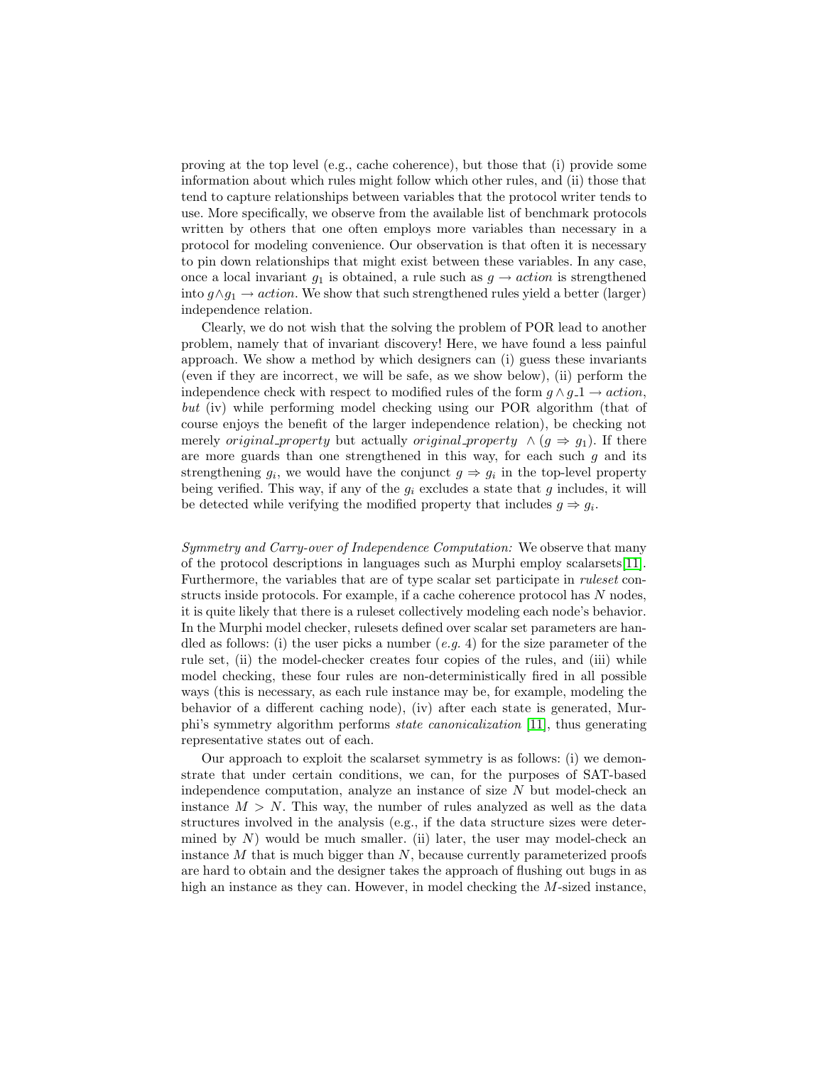proving at the top level (e.g., cache coherence), but those that (i) provide some information about which rules might follow which other rules, and (ii) those that tend to capture relationships between variables that the protocol writer tends to use. More specifically, we observe from the available list of benchmark protocols written by others that one often employs more variables than necessary in a protocol for modeling convenience. Our observation is that often it is necessary to pin down relationships that might exist between these variables. In any case, once a local invariant $g_1$ is obtained, a rule such as $g \rightarrow action$ is strengthened into $g \wedge g_1 \rightarrow action$. We show that such strengthened rules yield a better (larger) independence relation.

Clearly, we do not wish that the solving the problem of POR lead to another problem, namely that of invariant discovery! Here, we have found a less painful approach. We show a method by which designers can (i) guess these invariants (even if they are incorrect, we will be safe, as we show below), (ii) perform the independence check with respect to modified rules of the form $g \wedge g\_1 \rightarrow action$, *but* (iv) while performing model checking using our POR algorithm (that of course enjoys the benefit of the larger independence relation), be checking not merely *original_property* but actually *original_property* $\wedge (g \Rightarrow g_1)$. If there are more guards than one strengthened in this way, for each such $g$ and its strengthening $g_i$, we would have the conjunct $g \Rightarrow g_i$ in the top-level property being verified. This way, if any of the $g_i$ excludes a state that $g$ includes, it will be detected while verifying the modified property that includes $g \Rightarrow g_i$.

*Symmetry and Carry-over of Independence Computation:* We observe that many of the protocol descriptions in languages such as Murphi employ scalarsets[11]. Furthermore, the variables that are of type scalar set participate in *ruleset* constructs inside protocols. For example, if a cache coherence protocol has $N$ nodes, it is quite likely that there is a ruleset collectively modeling each node's behavior. In the Murphi model checker, rulesets defined over scalar set parameters are handled as follows: (i) the user picks a number (*e.g.* 4) for the size parameter of the rule set, (ii) the model-checker creates four copies of the rules, and (iii) while model checking, these four rules are non-deterministically fired in all possible ways (this is necessary, as each rule instance may be, for example, modeling the behavior of a different caching node), (iv) after each state is generated, Murphi's symmetry algorithm performs *state canonicalization* [11], thus generating representative states out of each.

Our approach to exploit the scalarset symmetry is as follows: (i) we demonstrate that under certain conditions, we can, for the purposes of SAT-based independence computation, analyze an instance of size $N$ but model-check an instance $M > N$. This way, the number of rules analyzed as well as the data structures involved in the analysis (e.g., if the data structure sizes were determined by $N$) would be much smaller. (ii) later, the user may model-check an instance $M$ that is much bigger than $N$, because currently parameterized proofs are hard to obtain and the designer takes the approach of flushing out bugs in as high an instance as they can. However, in model checking the $M$-sized instance,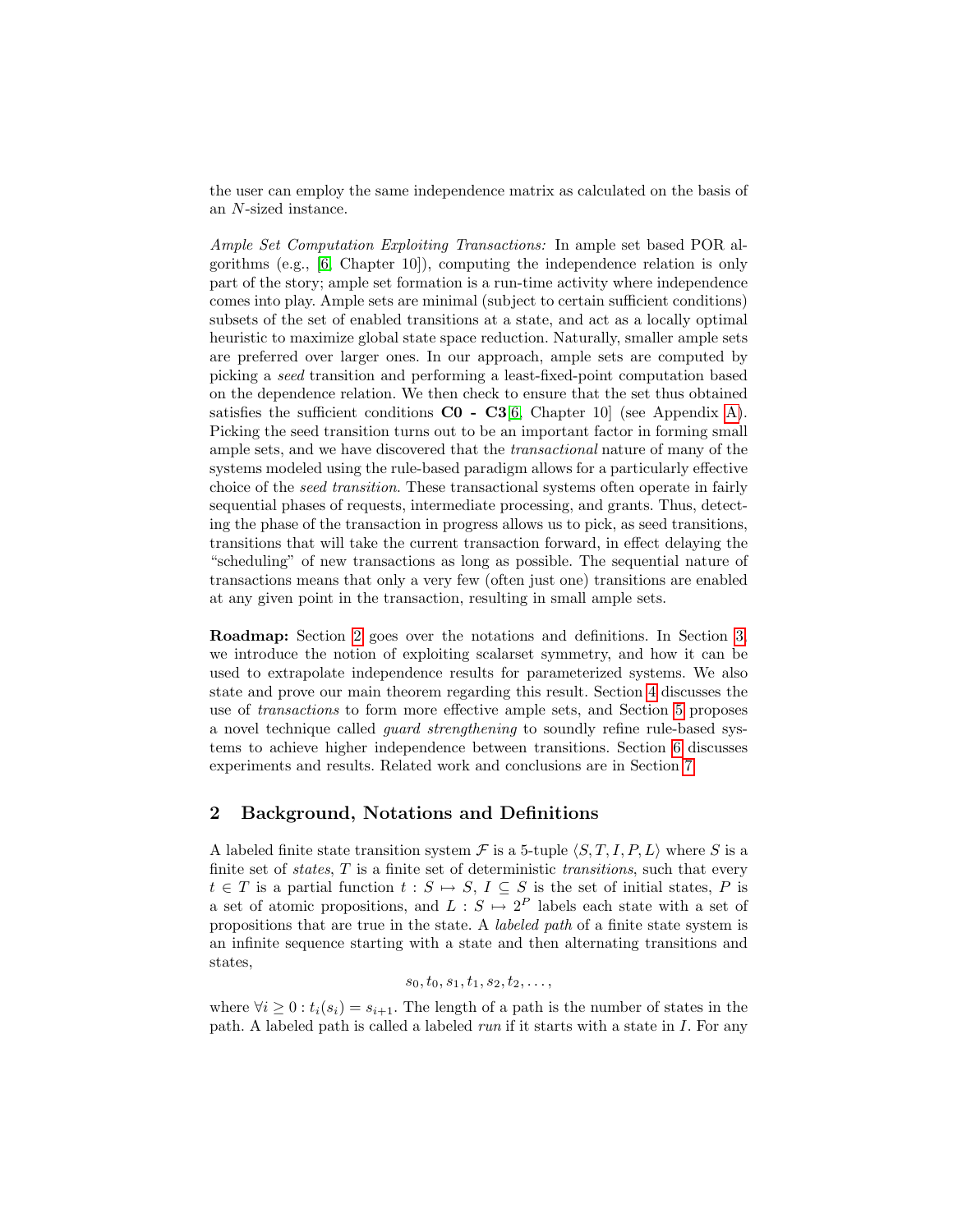the user can employ the same independence matrix as calculated on the basis of an $N$-sized instance.

*Ample Set Computation Exploiting Transactions:* In ample set based POR algorithms (e.g., [6, Chapter 10]), computing the independence relation is only part of the story; ample set formation is a run-time activity where independence comes into play. Ample sets are minimal (subject to certain sufficient conditions) subsets of the set of enabled transitions at a state, and act as a locally optimal heuristic to maximize global state space reduction. Naturally, smaller ample sets are preferred over larger ones. In our approach, ample sets are computed by picking a *seed* transition and performing a least-fixed-point computation based on the dependence relation. We then check to ensure that the set thus obtained satisfies the sufficient conditions **C0 - C3**[6, Chapter 10] (see Appendix A). Picking the seed transition turns out to be an important factor in forming small ample sets, and we have discovered that the *transactional* nature of many of the systems modeled using the rule-based paradigm allows for a particularly effective choice of the *seed transition.* These transactional systems often operate in fairly sequential phases of requests, intermediate processing, and grants. Thus, detecting the phase of the transaction in progress allows us to pick, as seed transitions, transitions that will take the current transaction forward, in effect delaying the "scheduling" of new transactions as long as possible. The sequential nature of transactions means that only a very few (often just one) transitions are enabled at any given point in the transaction, resulting in small ample sets.

**Roadmap:** Section 2 goes over the notations and definitions. In Section 3, we introduce the notion of exploiting scalarset symmetry, and how it can be used to extrapolate independence results for parameterized systems. We also state and prove our main theorem regarding this result. Section 4 discusses the use of *transactions* to form more effective ample sets, and Section 5 proposes a novel technique called *guard strengthening* to soundly refine rule-based systems to achieve higher independence between transitions. Section 6 discusses experiments and results. Related work and conclusions are in Section 7.

## 2 Background, Notations and Definitions

A labeled finite state transition system $\mathcal{F}$ is a 5-tuple $\langle S, T, I, P, L\rangle$ where $S$ is a finite set of *states*, $T$ is a finite set of deterministic *transitions*, such that every $t \in T$ is a partial function $t : S \mapsto S$, $I \subseteq S$ is the set of initial states, $P$ is a set of atomic propositions, and $L : S \mapsto 2^P$ labels each state with a set of propositions that are true in the state. A *labeled path* of a finite state system is an infinite sequence starting with a state and then alternating transitions and states,

$$s_0, t_0, s_1, t_1, s_2, t_2, \ldots,$$

where $\forall i \geq 0 : t_i(s_i) = s_{i+1}$. The length of a path is the number of states in the path. A labeled path is called a labeled *run* if it starts with a state in $I$. For any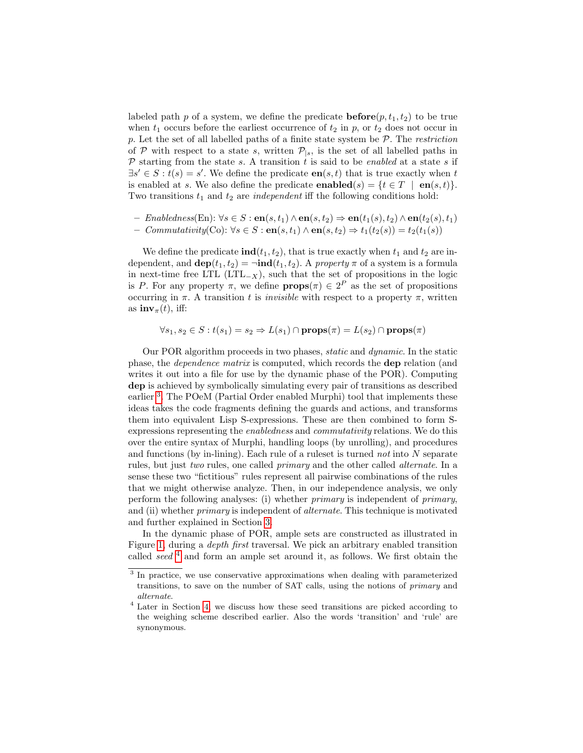labeled path $p$ of a system, we define the predicate $\textbf{before}(p, t_1, t_2)$ to be true when $t_1$ occurs before the earliest occurrence of $t_2$ in $p$, or $t_2$ does not occur in $p$. Let the set of all labelled paths of a finite state system be $\mathcal{P}$. The *restriction* of $\mathcal{P}$ with respect to a state $s$, written $\mathcal{P}_{|s}$, is the set of all labelled paths in $\mathcal{P}$ starting from the state $s$. A transition $t$ is said to be *enabled* at a state $s$ if $\exists s' \in S : t(s) = s'$. We define the predicate $\textbf{en}(s, t)$ that is true exactly when $t$ is enabled at $s$. We also define the predicate $\textbf{enabled}(s) = \{t \in T \mid \textbf{en}(s, t)\}$. Two transitions $t_1$ and $t_2$ are *independent* iff the following conditions hold:

- *Enabledness*(En): $\forall s \in S : \textbf{en}(s, t_1) \wedge \textbf{en}(s, t_2) \Rightarrow \textbf{en}(t_1(s), t_2) \wedge \textbf{en}(t_2(s), t_1)$
- *Commutativity*(Co): $\forall s \in S : \textbf{en}(s, t_1) \wedge \textbf{en}(s, t_2) \Rightarrow t_1(t_2(s)) = t_2(t_1(s))$

We define the predicate $\textbf{ind}(t_1, t_2)$, that is true exactly when $t_1$ and $t_2$ are independent, and $\textbf{dep}(t_1, t_2) = \neg\textbf{ind}(t_1, t_2)$. A *property* $\pi$ of a system is a formula in next-time free LTL (LTL$_{-X}$), such that the set of propositions in the logic is $P$. For any property $\pi$, we define $\textbf{props}(\pi) \in 2^P$ as the set of propositions occurring in $\pi$. A transition $t$ is *invisible* with respect to a property $\pi$, written as $\textbf{inv}_\pi(t)$, iff:

$$\forall s_1, s_2 \in S : t(s_1) = s_2 \Rightarrow L(s_1) \cap \textbf{props}(\pi) = L(s_2) \cap \textbf{props}(\pi)$$

Our POR algorithm proceeds in two phases, *static* and *dynamic*. In the static phase, the *dependence matrix* is computed, which records the **dep** relation (and writes it out into a file for use by the dynamic phase of the POR). Computing **dep** is achieved by symbolically simulating every pair of transitions as described earlier [3]. The POeM (Partial Order enabled Murphi) tool that implements these ideas takes the code fragments defining the guards and actions, and transforms them into equivalent Lisp S-expressions. These are then combined to form S-expressions representing the *enabledness* and *commutativity* relations. We do this over the entire syntax of Murphi, handling loops (by unrolling), and procedures and functions (by in-lining). Each rule of a ruleset is turned *not* into $N$ separate rules, but just *two* rules, one called *primary* and the other called *alternate*. In a sense these two "fictitious" rules represent all pairwise combinations of the rules that we might otherwise analyze. Then, in our independence analysis, we only perform the following analyses: (i) whether *primary* is independent of *primary*, and (ii) whether *primary* is independent of *alternate*. This technique is motivated and further explained in Section 3.

In the dynamic phase of POR, ample sets are constructed as illustrated in Figure 1, during a *depth first* traversal. We pick an arbitrary enabled transition called *seed* [4] and form an ample set around it, as follows. We first obtain the

[3] In practice, we use conservative approximations when dealing with parameterized transitions, to save on the number of SAT calls, using the notions of *primary* and *alternate*.

[4] Later in Section 4, we discuss how these seed transitions are picked according to the weighing scheme described earlier. Also the words 'transition' and 'rule' are synonymous.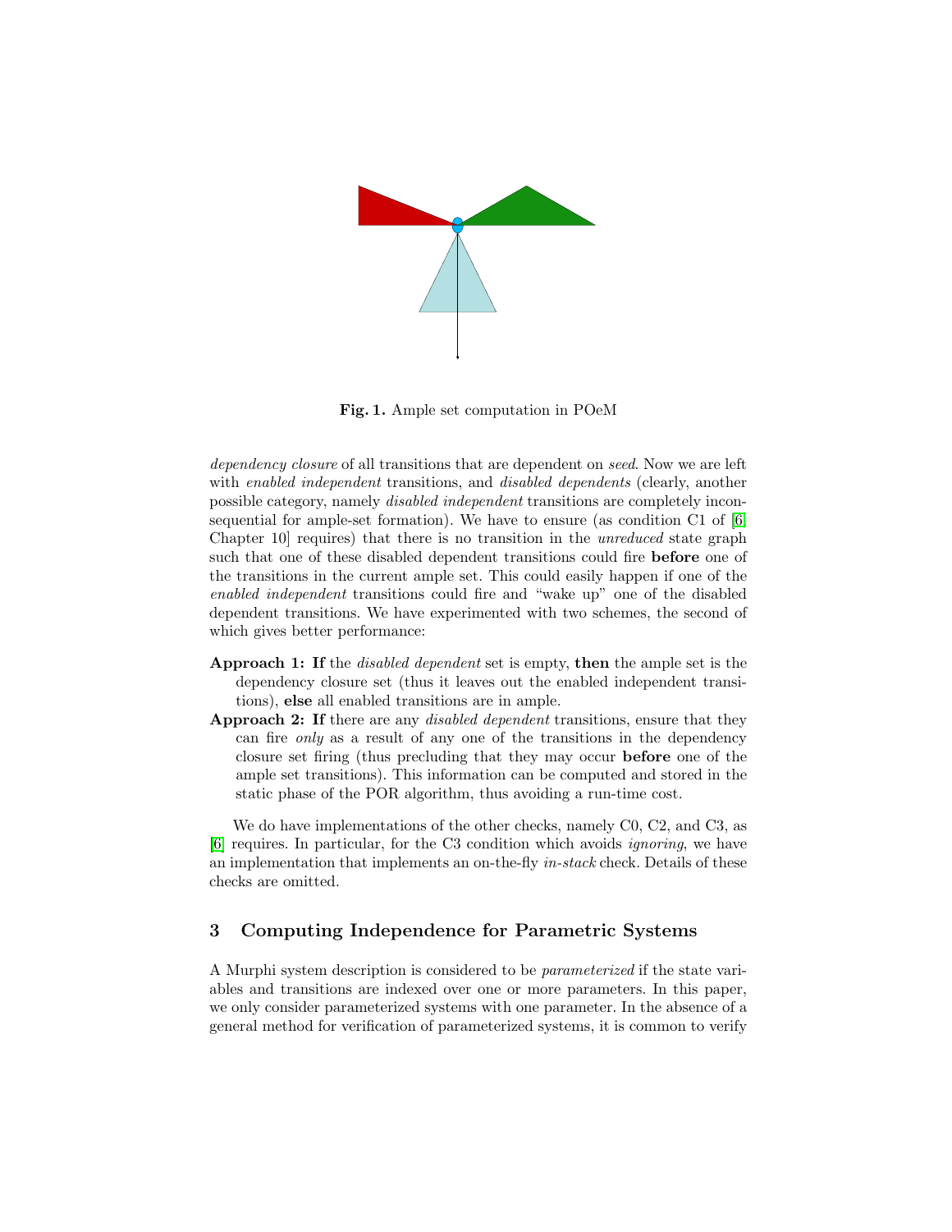**Fig. 1.** Ample set computation in POeM

*dependency closure* of all transitions that are dependent on *seed*. Now we are left with *enabled independent* transitions, and *disabled dependents* (clearly, another possible category, namely *disabled independent* transitions are completely inconsequential for ample-set formation). We have to ensure (as condition C1 of [6, Chapter 10] requires) that there is no transition in the *unreduced* state graph such that one of these disabled dependent transitions could fire **before** one of the transitions in the current ample set. This could easily happen if one of the *enabled independent* transitions could fire and "wake up" one of the disabled dependent transitions. We have experimented with two schemes, the second of which gives better performance:

**Approach 1:** **If** the *disabled dependent* set is empty, **then** the ample set is the dependency closure set (thus it leaves out the enabled independent transitions), **else** all enabled transitions are in ample.

**Approach 2:** **If** there are any *disabled dependent* transitions, ensure that they can fire *only* as a result of any one of the transitions in the dependency closure set firing (thus precluding that they may occur **before** one of the ample set transitions). This information can be computed and stored in the static phase of the POR algorithm, thus avoiding a run-time cost.

We do have implementations of the other checks, namely C0, C2, and C3, as [6] requires. In particular, for the C3 condition which avoids *ignoring*, we have an implementation that implements an on-the-fly *in-stack* check. Details of these checks are omitted.

## 3 Computing Independence for Parametric Systems

A Murphi system description is considered to be *parameterized* if the state variables and transitions are indexed over one or more parameters. In this paper, we only consider parameterized systems with one parameter. In the absence of a general method for verification of parameterized systems, it is common to verify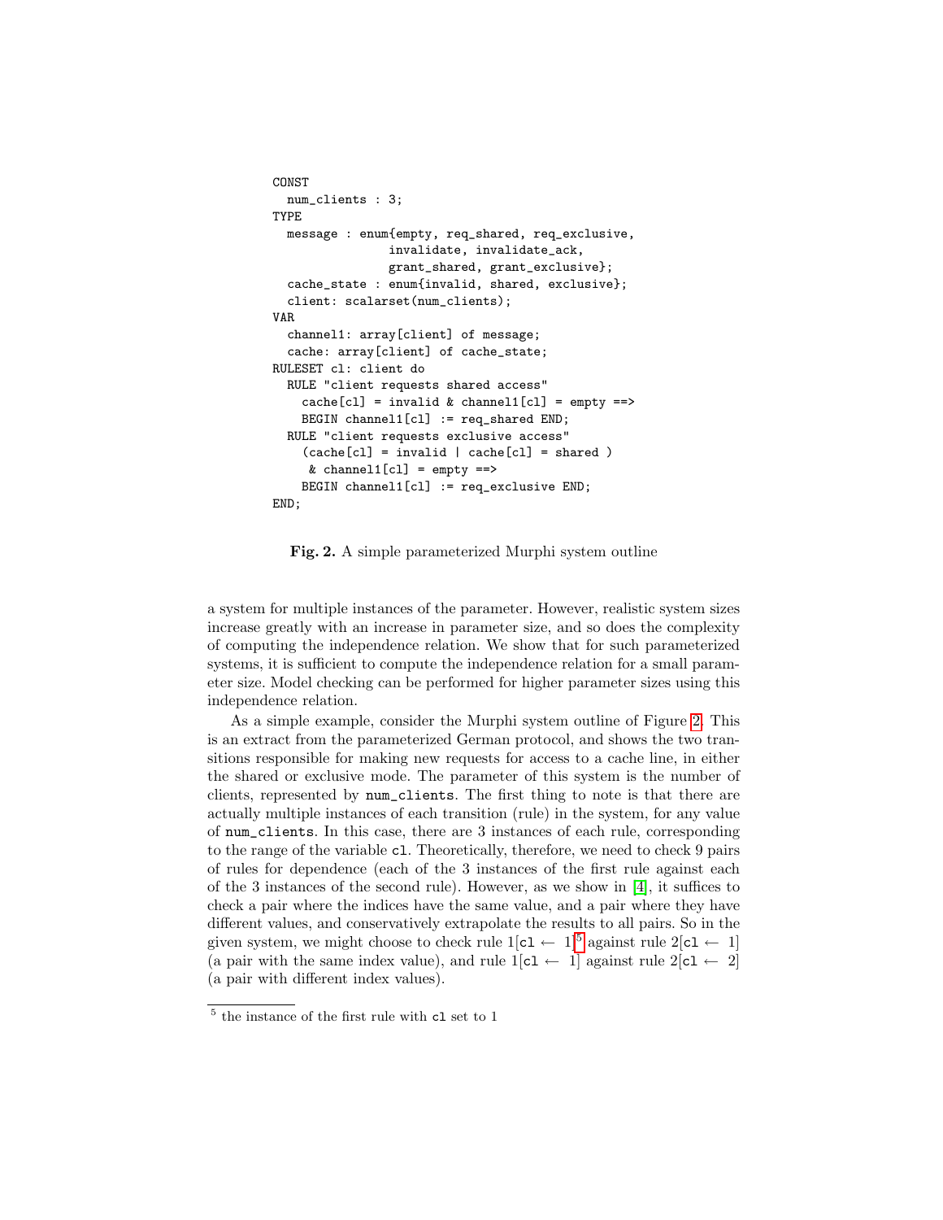```
CONST
  num_clients : 3;
TYPE
  message : enum{empty, req_shared, req_exclusive,
                 invalidate, invalidate_ack,
                 grant_shared, grant_exclusive};
  cache_state : enum{invalid, shared, exclusive};
  client: scalarset(num_clients);
VAR
  channel1: array[client] of message;
  cache: array[client] of cache_state;
RULESET cl: client do
  RULE "client requests shared access"
    cache[cl] = invalid & channel1[cl] = empty ==>
    BEGIN channel1[cl] := req_shared END;
  RULE "client requests exclusive access"
    (cache[cl] = invalid | cache[cl] = shared )
     & channel1[cl] = empty ==>
    BEGIN channel1[cl] := req_exclusive END;
END;
```

**Fig. 2.** A simple parameterized Murphi system outline

a system for multiple instances of the parameter. However, realistic system sizes increase greatly with an increase in parameter size, and so does the complexity of computing the independence relation. We show that for such parameterized systems, it is sufficient to compute the independence relation for a small parameter size. Model checking can be performed for higher parameter sizes using this independence relation.

As a simple example, consider the Murphi system outline of Figure 2. This is an extract from the parameterized German protocol, and shows the two transitions responsible for making new requests for access to a cache line, in either the shared or exclusive mode. The parameter of this system is the number of clients, represented by `num_clients`. The first thing to note is that there are actually multiple instances of each transition (rule) in the system, for any value of `num_clients`. In this case, there are 3 instances of each rule, corresponding to the range of the variable `cl`. Theoretically, therefore, we need to check 9 pairs of rules for dependence (each of the 3 instances of the first rule against each of the 3 instances of the second rule). However, as we show in [4], it suffices to check a pair where the indices have the same value, and a pair where they have different values, and conservatively extrapolate the results to all pairs. So in the given system, we might choose to check rule 1[`cl` $\leftarrow$ 1][5] against rule 2[`cl` $\leftarrow$ 1] (a pair with the same index value), and rule 1[`cl` $\leftarrow$ 1] against rule 2[`cl` $\leftarrow$ 2] (a pair with different index values).

[5] the instance of the first rule with `cl` set to 1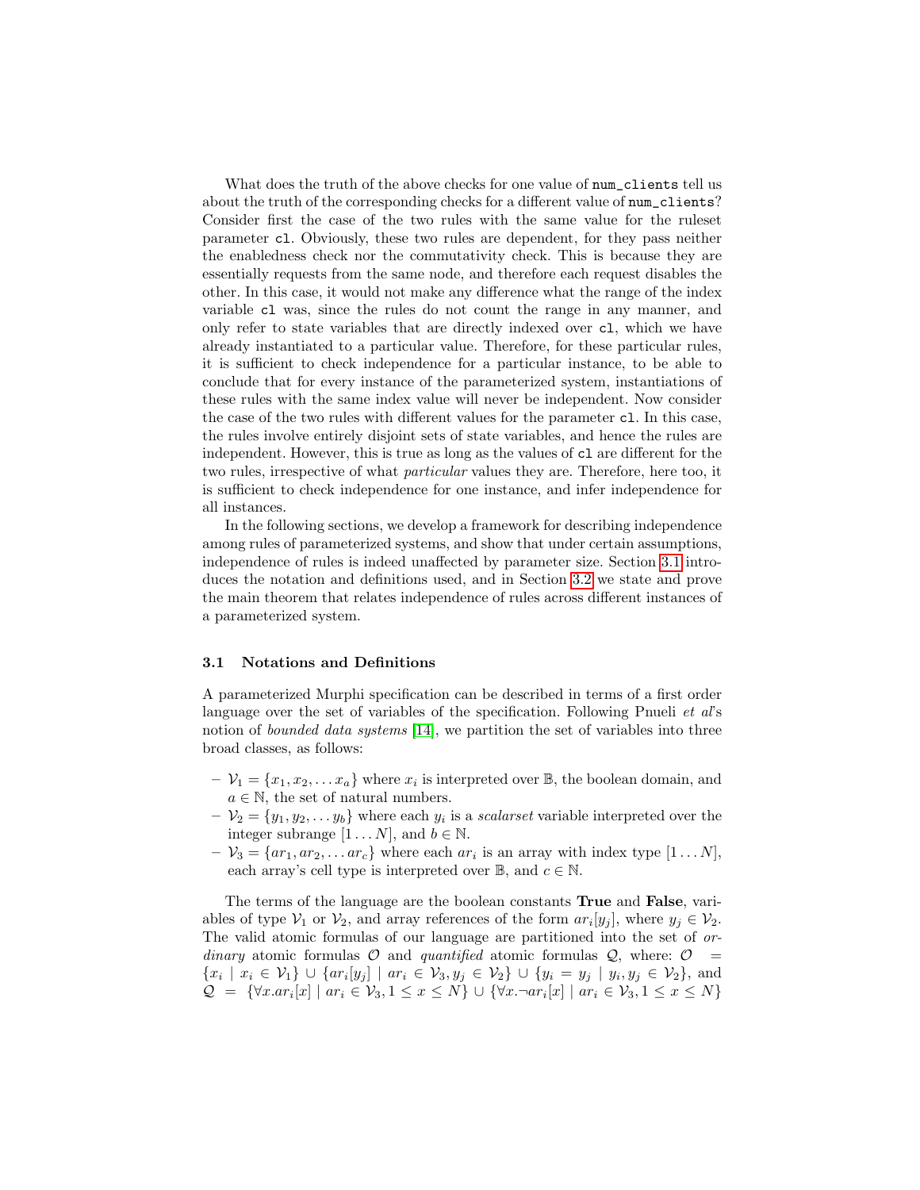What does the truth of the above checks for one value of `num_clients` tell us about the truth of the corresponding checks for a different value of `num_clients`? Consider first the case of the two rules with the same value for the ruleset parameter `cl`. Obviously, these two rules are dependent, for they pass neither the enabledness check nor the commutativity check. This is because they are essentially requests from the same node, and therefore each request disables the other. In this case, it would not make any difference what the range of the index variable `cl` was, since the rules do not count the range in any manner, and only refer to state variables that are directly indexed over `cl`, which we have already instantiated to a particular value. Therefore, for these particular rules, it is sufficient to check independence for a particular instance, to be able to conclude that for every instance of the parameterized system, instantiations of these rules with the same index value will never be independent. Now consider the case of the two rules with different values for the parameter `cl`. In this case, the rules involve entirely disjoint sets of state variables, and hence the rules are independent. However, this is true as long as the values of `cl` are different for the two rules, irrespective of what *particular* values they are. Therefore, here too, it is sufficient to check independence for one instance, and infer independence for all instances.

In the following sections, we develop a framework for describing independence among rules of parameterized systems, and show that under certain assumptions, independence of rules is indeed unaffected by parameter size. Section 3.1 introduces the notation and definitions used, and in Section 3.2 we state and prove the main theorem that relates independence of rules across different instances of a parameterized system.

### 3.1 Notations and Definitions

A parameterized Murphi specification can be described in terms of a first order language over the set of variables of the specification. Following Pnueli *et al*'s notion of *bounded data systems* [14], we partition the set of variables into three broad classes, as follows:

- $\mathcal{V}_1 = \{x_1, x_2, \ldots x_a\}$ where $x_i$ is interpreted over $\mathbb{B}$, the boolean domain, and $a \in \mathbb{N}$, the set of natural numbers.
- $\mathcal{V}_2 = \{y_1, y_2, \ldots y_b\}$ where each $y_i$ is a *scalarset* variable interpreted over the integer subrange $[1 \ldots N]$, and $b \in \mathbb{N}$.
- $\mathcal{V}_3 = \{ar_1, ar_2, \ldots ar_c\}$ where each $ar_i$ is an array with index type $[1 \ldots N]$, each array's cell type is interpreted over $\mathbb{B}$, and $c \in \mathbb{N}$.

The terms of the language are the boolean constants **True** and **False**, variables of type $\mathcal{V}_1$ or $\mathcal{V}_2$, and array references of the form $ar_i[y_j]$, where $y_j \in \mathcal{V}_2$. The valid atomic formulas of our language are partitioned into the set of *ordinary* atomic formulas $\mathcal{O}$ and *quantified* atomic formulas $\mathcal{Q}$, where: $\mathcal{O} = \{x_i \mid x_i \in \mathcal{V}_1\} \cup \{ar_i[y_j] \mid ar_i \in \mathcal{V}_3, y_j \in \mathcal{V}_2\} \cup \{y_i = y_j \mid y_i, y_j \in \mathcal{V}_2\}$, and $\mathcal{Q} = \{\forall x.ar_i[x] \mid ar_i \in \mathcal{V}_3, 1 \le x \le N\} \cup \{\forall x.\neg ar_i[x] \mid ar_i \in \mathcal{V}_3, 1 \le x \le N\}$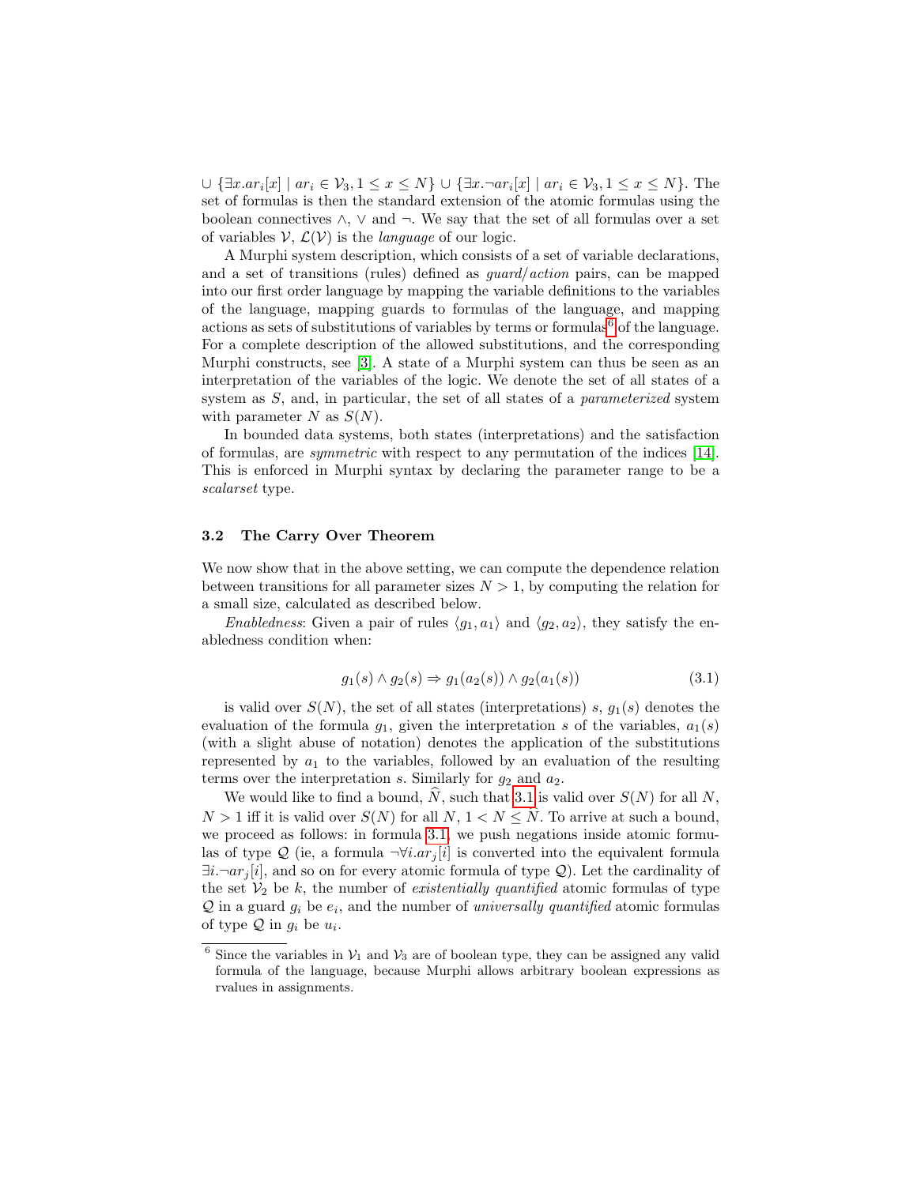$\cup \{\exists x.ar_i[x] \mid ar_i \in \mathcal{V}_3, 1 \leq x \leq N\} \cup \{\exists x.\neg ar_i[x] \mid ar_i \in \mathcal{V}_3, 1 \leq x \leq N\}$. The set of formulas is then the standard extension of the atomic formulas using the boolean connectives $\wedge$, $\vee$ and $\neg$. We say that the set of all formulas over a set of variables $\mathcal{V}$, $\mathcal{L}(\mathcal{V})$ is the *language* of our logic.

A Murphi system description, which consists of a set of variable declarations, and a set of transitions (rules) defined as *guard/action* pairs, can be mapped into our first order language by mapping the variable definitions to the variables of the language, mapping guards to formulas of the language, and mapping actions as sets of substitutions of variables by terms or formulas[6] of the language. For a complete description of the allowed substitutions, and the corresponding Murphi constructs, see [3]. A state of a Murphi system can thus be seen as an interpretation of the variables of the logic. We denote the set of all states of a system as $S$, and, in particular, the set of all states of a *parameterized* system with parameter $N$ as $S(N)$.

In bounded data systems, both states (interpretations) and the satisfaction of formulas, are *symmetric* with respect to any permutation of the indices [14]. This is enforced in Murphi syntax by declaring the parameter range to be a *scalarset* type.

### 3.2 The Carry Over Theorem

We now show that in the above setting, we can compute the dependence relation between transitions for all parameter sizes $N > 1$, by computing the relation for a small size, calculated as described below.

*Enabledness*: Given a pair of rules $\langle g_1, a_1 \rangle$ and $\langle g_2, a_2 \rangle$, they satisfy the enabledness condition when:

$$g_1(s) \wedge g_2(s) \Rightarrow g_1(a_2(s)) \wedge g_2(a_1(s)) \tag{3.1}$$

is valid over $S(N)$, the set of all states (interpretations) $s$, $g_1(s)$ denotes the evaluation of the formula $g_1$, given the interpretation $s$ of the variables, $a_1(s)$ (with a slight abuse of notation) denotes the application of the substitutions represented by $a_1$ to the variables, followed by an evaluation of the resulting terms over the interpretation $s$. Similarly for $g_2$ and $a_2$.

We would like to find a bound, $\widehat{N}$, such that 3.1 is valid over $S(N)$ for all $N$, $N > 1$ iff it is valid over $S(N)$ for all $N$, $1 < N \leq \widehat{N}$. To arrive at such a bound, we proceed as follows: in formula 3.1, we push negations inside atomic formulas of type $\mathcal{Q}$ (ie, a formula $\neg\forall i.ar_j[i]$ is converted into the equivalent formula $\exists i.\neg ar_j[i]$, and so on for every atomic formula of type $\mathcal{Q}$). Let the cardinality of the set $\mathcal{V}_2$ be $k$, the number of *existentially quantified* atomic formulas of type $\mathcal{Q}$ in a guard $g_i$ be $e_i$, and the number of *universally quantified* atomic formulas of type $\mathcal{Q}$ in $g_i$ be $u_i$.

[6] Since the variables in $\mathcal{V}_1$ and $\mathcal{V}_3$ are of boolean type, they can be assigned any valid formula of the language, because Murphi allows arbitrary boolean expressions as rvalues in assignments.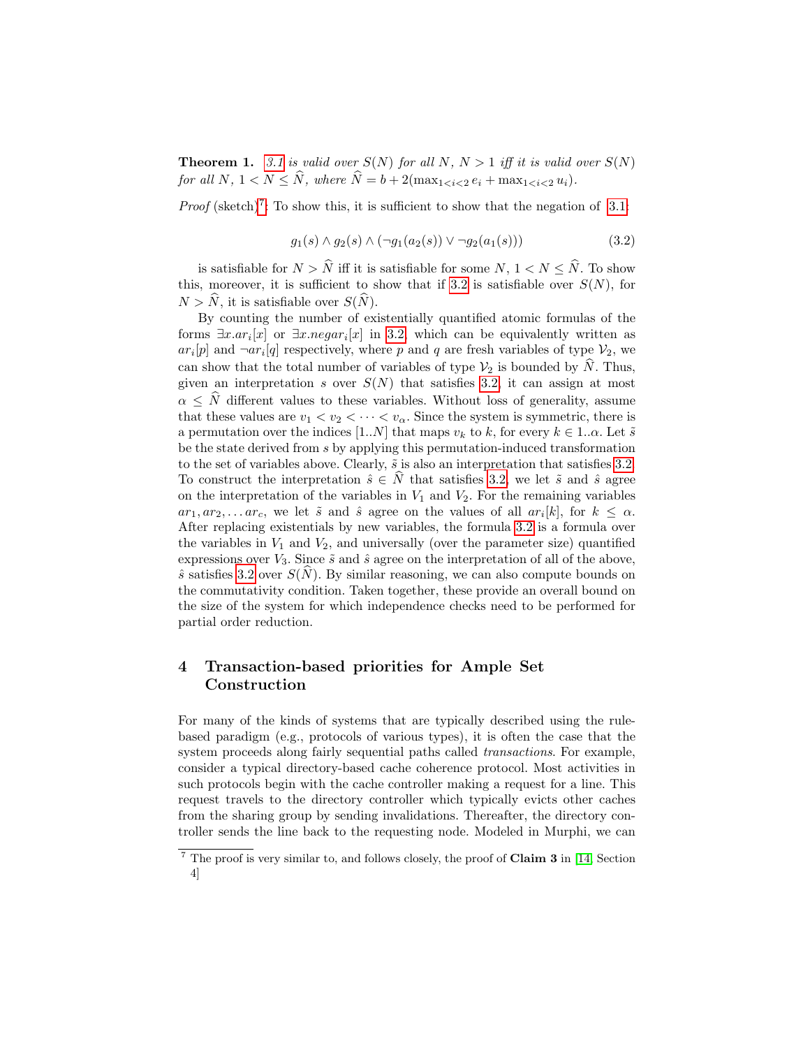**Theorem 1.** *3.1 is valid over $S(N)$ for all $N$, $N > 1$ iff it is valid over $S(N)$ for all $N$, $1 < N \leq \widehat{N}$, where $\widehat{N} = b + 2(\max_{1<i<2} e_i + \max_{1<i<2} u_i)$.*

*Proof* (sketch)[7]: To show this, it is sufficient to show that the negation of 3.1:

$$g_1(s) \wedge g_2(s) \wedge (\neg g_1(a_2(s)) \vee \neg g_2(a_1(s))) \tag{3.2}$$

is satisfiable for $N > \widehat{N}$ iff it is satisfiable for some $N$, $1 < N \leq \widehat{N}$. To show this, moreover, it is sufficient to show that if 3.2 is satisfiable over $S(N)$, for $N > \widehat{N}$, it is satisfiable over $S(\widehat{N})$.

By counting the number of existentially quantified atomic formulas of the forms $\exists x.ar_i[x]$ or $\exists x.negar_i[x]$ in 3.2, which can be equivalently written as $ar_i[p]$ and $\neg ar_i[q]$ respectively, where $p$ and $q$ are fresh variables of type $\mathcal{V}_2$, we can show that the total number of variables of type $\mathcal{V}_2$ is bounded by $\widehat{N}$. Thus, given an interpretation $s$ over $S(N)$ that satisfies 3.2, it can assign at most $\alpha \leq \widehat{N}$ different values to these variables. Without loss of generality, assume that these values are $v_1 < v_2 < \cdots < v_\alpha$. Since the system is symmetric, there is a permutation over the indices $[1..N]$ that maps $v_k$ to $k$, for every $k \in 1..\alpha$. Let $\tilde{s}$ be the state derived from $s$ by applying this permutation-induced transformation to the set of variables above. Clearly, $\tilde{s}$ is also an interpretation that satisfies 3.2. To construct the interpretation $\hat{s} \in \widehat{N}$ that satisfies 3.2, we let $\tilde{s}$ and $\hat{s}$ agree on the interpretation of the variables in $V_1$ and $V_2$. For the remaining variables $ar_1, ar_2, \ldots ar_c$, we let $\tilde{s}$ and $\hat{s}$ agree on the values of all $ar_i[k]$, for $k \leq \alpha$. After replacing existentials by new variables, the formula 3.2 is a formula over the variables in $V_1$ and $V_2$, and universally (over the parameter size) quantified expressions over $V_3$. Since $\tilde{s}$ and $\hat{s}$ agree on the interpretation of all of the above, $\hat{s}$ satisfies 3.2 over $S(\widehat{N})$. By similar reasoning, we can also compute bounds on the commutativity condition. Taken together, these provide an overall bound on the size of the system for which independence checks need to be performed for partial order reduction.

## 4 Transaction-based priorities for Ample Set Construction

For many of the kinds of systems that are typically described using the rule-based paradigm (e.g., protocols of various types), it is often the case that the system proceeds along fairly sequential paths called *transactions*. For example, consider a typical directory-based cache coherence protocol. Most activities in such protocols begin with the cache controller making a request for a line. This request travels to the directory controller which typically evicts other caches from the sharing group by sending invalidations. Thereafter, the directory controller sends the line back to the requesting node. Modeled in Murphi, we can

---

[7] The proof is very similar to, and follows closely, the proof of **Claim 3** in [14, Section 4]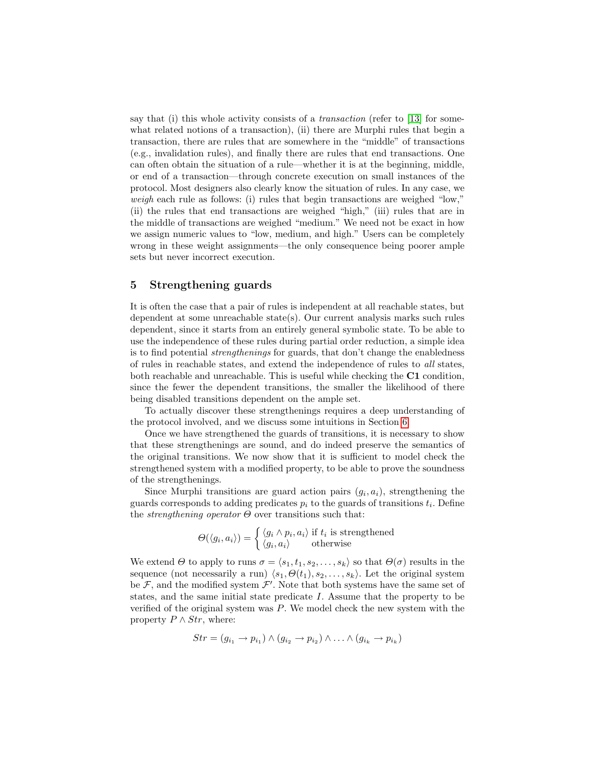say that (i) this whole activity consists of a *transaction* (refer to [13] for somewhat related notions of a transaction), (ii) there are Murphi rules that begin a transaction, there are rules that are somewhere in the "middle" of transactions (e.g., invalidation rules), and finally there are rules that end transactions. One can often obtain the situation of a rule—whether it is at the beginning, middle, or end of a transaction—through concrete execution on small instances of the protocol. Most designers also clearly know the situation of rules. In any case, we *weigh* each rule as follows: (i) rules that begin transactions are weighed "low," (ii) the rules that end transactions are weighed "high," (iii) rules that are in the middle of transactions are weighed "medium." We need not be exact in how we assign numeric values to "low, medium, and high." Users can be completely wrong in these weight assignments—the only consequence being poorer ample sets but never incorrect execution.

## 5 Strengthening guards

It is often the case that a pair of rules is independent at all reachable states, but dependent at some unreachable state(s). Our current analysis marks such rules dependent, since it starts from an entirely general symbolic state. To be able to use the independence of these rules during partial order reduction, a simple idea is to find potential *strengthenings* for guards, that don't change the enabledness of rules in reachable states, and extend the independence of rules to *all* states, both reachable and unreachable. This is useful while checking the **C1** condition, since the fewer the dependent transitions, the smaller the likelihood of there being disabled transitions dependent on the ample set.

To actually discover these strengthenings requires a deep understanding of the protocol involved, and we discuss some intuitions in Section 6.

Once we have strengthened the guards of transitions, it is necessary to show that these strengthenings are sound, and do indeed preserve the semantics of the original transitions. We now show that it is sufficient to model check the strengthened system with a modified property, to be able to prove the soundness of the strengthenings.

Since Murphi transitions are guard action pairs $(g_i, a_i)$, strengthening the guards corresponds to adding predicates $p_i$ to the guards of transitions $t_i$. Define the *strengthening operator* $\Theta$ over transitions such that:

$$\Theta(\langle g_i, a_i \rangle) = \begin{cases} \langle g_i \wedge p_i, a_i \rangle & \text{if } t_i \text{ is strengthened} \\ \langle g_i, a_i \rangle & \text{otherwise} \end{cases}$$

We extend $\Theta$ to apply to runs $\sigma = \langle s_1, t_1, s_2, \ldots, s_k \rangle$ so that $\Theta(\sigma)$ results in the sequence (not necessarily a run) $\langle s_1, \Theta(t_1), s_2, \ldots, s_k \rangle$. Let the original system be $\mathcal{F}$, and the modified system $\mathcal{F}'$. Note that both systems have the same set of states, and the same initial state predicate $I$. Assume that the property to be verified of the original system was $P$. We model check the new system with the property $P \wedge Str$, where:

$$Str = (g_{i_1} \rightarrow p_{i_1}) \wedge (g_{i_2} \rightarrow p_{i_2}) \wedge \ldots \wedge (g_{i_k} \rightarrow p_{i_k})$$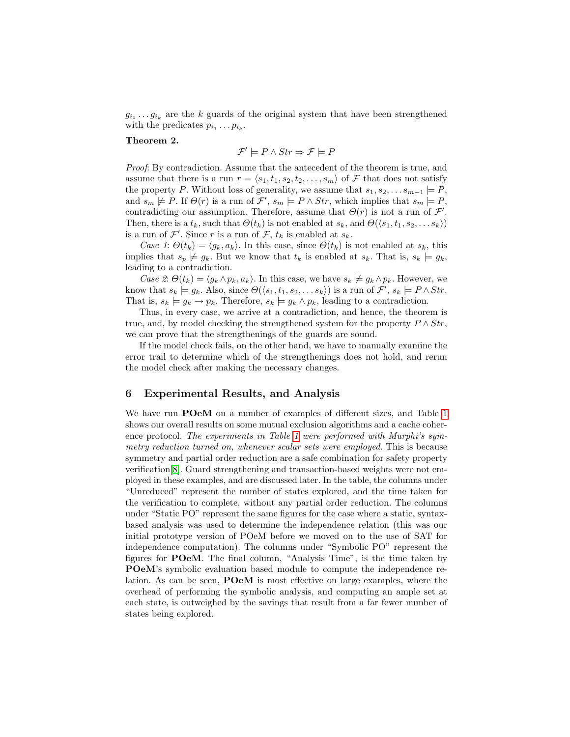$g_{i_1} \ldots g_{i_k}$ are the $k$ guards of the original system that have been strengthened with the predicates $p_{i_1} \ldots p_{i_k}$.

**Theorem 2.**

$$\mathcal{F}' \models P \wedge Str \Rightarrow \mathcal{F} \models P$$

*Proof*: By contradiction. Assume that the antecedent of the theorem is true, and assume that there is a run $r = \langle s_1, t_1, s_2, t_2, \ldots, s_m \rangle$ of $\mathcal{F}$ that does not satisfy the property $P$. Without loss of generality, we assume that $s_1, s_2, \ldots s_{m-1} \models P$, and $s_m \not\models P$. If $\Theta(r)$ is a run of $\mathcal{F}'$, $s_m \models P \wedge Str$, which implies that $s_m \models P$, contradicting our assumption. Therefore, assume that $\Theta(r)$ is not a run of $\mathcal{F}'$. Then, there is a $t_k$, such that $\Theta(t_k)$ is not enabled at $s_k$, and $\Theta(\langle s_1, t_1, s_2, \ldots s_k \rangle)$ is a run of $\mathcal{F}'$. Since $r$ is a run of $\mathcal{F}$, $t_k$ is enabled at $s_k$.

*Case 1*: $\Theta(t_k) = \langle g_k, a_k \rangle$. In this case, since $\Theta(t_k)$ is not enabled at $s_k$, this implies that $s_p \not\models g_k$. But we know that $t_k$ is enabled at $s_k$. That is, $s_k \models g_k$, leading to a contradiction.

*Case 2*: $\Theta(t_k) = \langle g_k \wedge p_k, a_k \rangle$. In this case, we have $s_k \not\models g_k \wedge p_k$. However, we know that $s_k \models g_k$. Also, since $\Theta(\langle s_1, t_1, s_2, \ldots s_k \rangle)$ is a run of $\mathcal{F}'$, $s_k \models P \wedge Str$. That is, $s_k \models g_k \rightarrow p_k$. Therefore, $s_k \models g_k \wedge p_k$, leading to a contradiction.

Thus, in every case, we arrive at a contradiction, and hence, the theorem is true, and, by model checking the strengthened system for the property $P \wedge Str$, we can prove that the strengthenings of the guards are sound.

If the model check fails, on the other hand, we have to manually examine the error trail to determine which of the strengthenings does not hold, and rerun the model check after making the necessary changes.

## 6 Experimental Results, and Analysis

We have run **POeM** on a number of examples of different sizes, and Table 1 shows our overall results on some mutual exclusion algorithms and a cache coherence protocol. *The experiments in Table 1 were performed with Murphi's symmetry reduction turned on, whenever scalar sets were employed.* This is because symmetry and partial order reduction are a safe combination for safety property verification[8]. Guard strengthening and transaction-based weights were not employed in these examples, and are discussed later. In the table, the columns under "Unreduced" represent the number of states explored, and the time taken for the verification to complete, without any partial order reduction. The columns under "Static PO" represent the same figures for the case where a static, syntax-based analysis was used to determine the independence relation (this was our initial prototype version of POeM before we moved on to the use of SAT for independence computation). The columns under "Symbolic PO" represent the figures for **POeM**. The final column, "Analysis Time", is the time taken by **POeM**'s symbolic evaluation based module to compute the independence relation. As can be seen, **POeM** is most effective on large examples, where the overhead of performing the symbolic analysis, and computing an ample set at each state, is outweighed by the savings that result from a far fewer number of states being explored.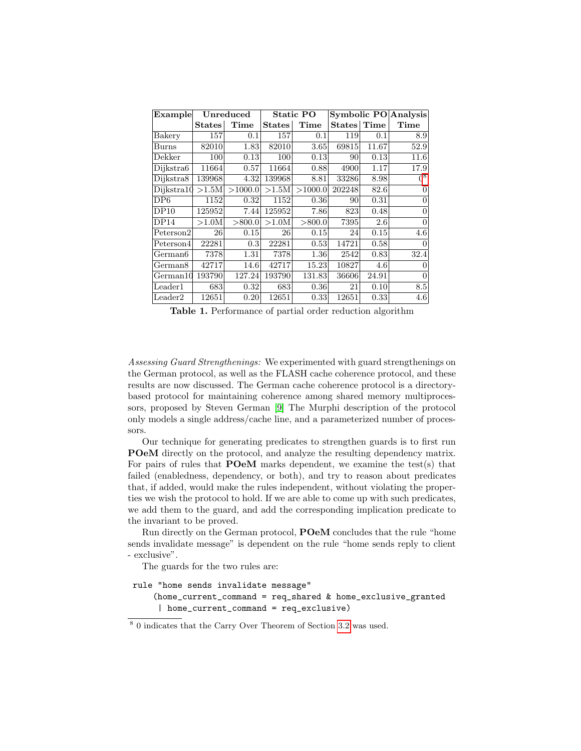| Example | Unreduced | | Static PO | | Symbolic PO | | Analysis |
|---|---|---|---|---|---|---|---|
| | **States** | **Time** | **States** | **Time** | **States** | **Time** | **Time** |
| Bakery | 157 | 0.1 | 157 | 0.1 | 119 | 0.1 | 8.9 |
| Burns | 82010 | 1.83 | 82010 | 3.65 | 69815 | 11.67 | 52.9 |
| Dekker | 100 | 0.13 | 100 | 0.13 | 90 | 0.13 | 11.6 |
| Dijkstra6 | 11664 | 0.57 | 11664 | 0.88 | 4900 | 1.17 | 17.9 |
| Dijkstra8 | 139968 | 4.32 | 139968 | 8.81 | 33286 | 8.98 | 0[8] |
| Dijkstra10 | >1.5M | >1000.0 | >1.5M | >1000.0 | 202248 | 82.6 | 0 |
| DP6 | 1152 | 0.32 | 1152 | 0.36 | 90 | 0.31 | 0 |
| DP10 | 125952 | 7.44 | 125952 | 7.86 | 823 | 0.48 | 0 |
| DP14 | >1.0M | >800.0 | >1.0M | >800.0 | 7395 | 2.6 | 0 |
| Peterson2 | 26 | 0.15 | 26 | 0.15 | 24 | 0.15 | 4.6 |
| Peterson4 | 22281 | 0.3 | 22281 | 0.53 | 14721 | 0.58 | 0 |
| German6 | 7378 | 1.31 | 7378 | 1.36 | 2542 | 0.83 | 32.4 |
| German8 | 42717 | 14.6 | 42717 | 15.23 | 10827 | 4.6 | 0 |
| German10 | 193790 | 127.24 | 193790 | 131.83 | 36606 | 24.91 | 0 |
| Leader1 | 683 | 0.32 | 683 | 0.36 | 21 | 0.10 | 8.5 |
| Leader2 | 12651 | 0.20 | 12651 | 0.33 | 12651 | 0.33 | 4.6 |

**Table 1.** Performance of partial order reduction algorithm

*Assessing Guard Strengthenings:* We experimented with guard strengthenings on the German protocol, as well as the FLASH cache coherence protocol, and these results are now discussed. The German cache coherence protocol is a directory-based protocol for maintaining coherence among shared memory multiprocessors, proposed by Steven German [9] The Murphi description of the protocol only models a single address/cache line, and a parameterized number of processors.

Our technique for generating predicates to strengthen guards is to first run **POeM** directly on the protocol, and analyze the resulting dependency matrix. For pairs of rules that **POeM** marks dependent, we examine the test(s) that failed (enabledness, dependency, or both), and try to reason about predicates that, if added, would make the rules independent, without violating the properties we wish the protocol to hold. If we are able to come up with such predicates, we add them to the guard, and add the corresponding implication predicate to the invariant to be proved.

Run directly on the German protocol, **POeM** concludes that the rule "home sends invalidate message" is dependent on the rule "home sends reply to client - exclusive".

The guards for the two rules are:

```
rule "home sends invalidate message"
    (home_current_command = req_shared & home_exclusive_granted
     | home_current_command = req_exclusive)
```

[8] 0 indicates that the Carry Over Theorem of Section 3.2 was used.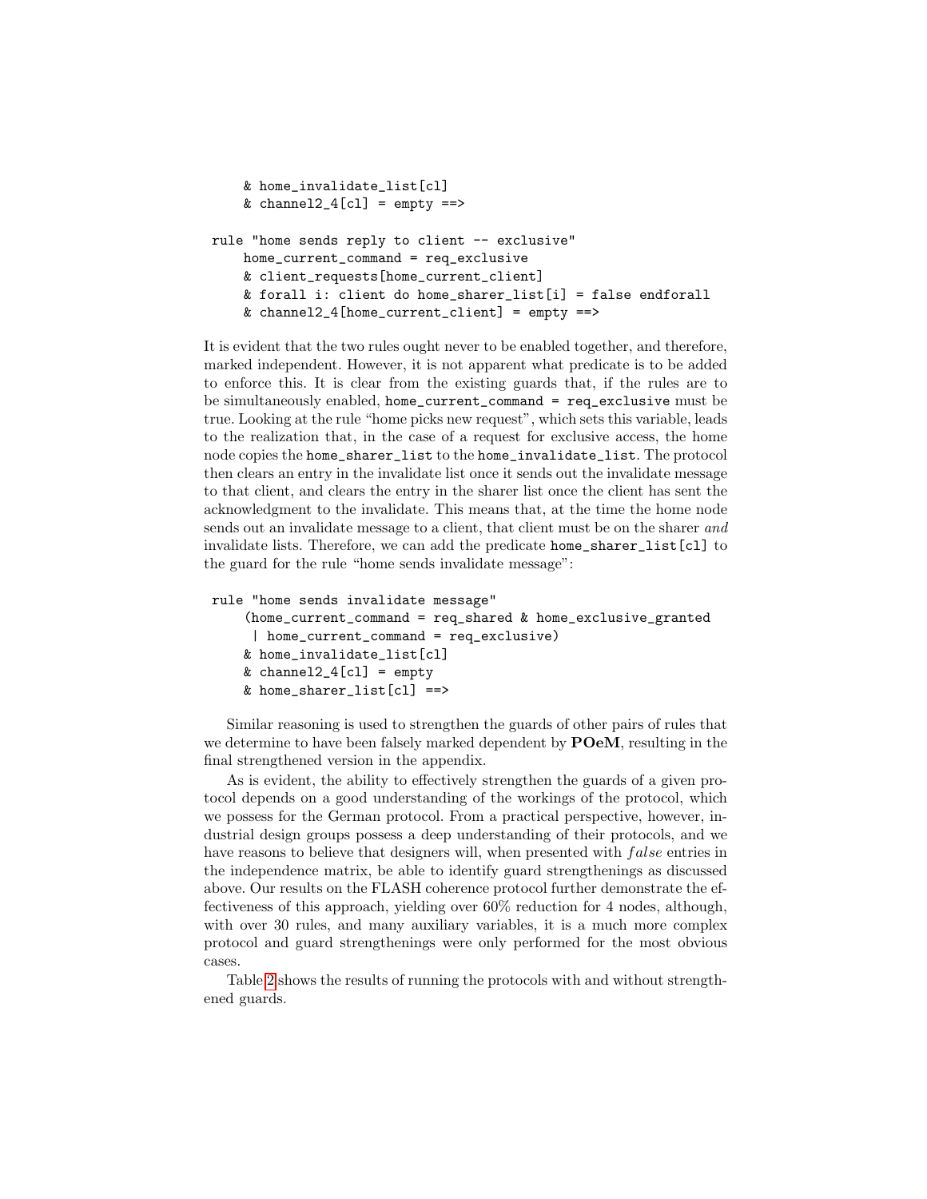```
     & home_invalidate_list[cl]
     & channel2_4[cl] = empty ==>

 rule "home sends reply to client -- exclusive"
     home_current_command = req_exclusive
     & client_requests[home_current_client]
     & forall i: client do home_sharer_list[i] = false endforall
     & channel2_4[home_current_client] = empty ==>
```

It is evident that the two rules ought never to be enabled together, and therefore, marked independent. However, it is not apparent what predicate is to be added to enforce this. It is clear from the existing guards that, if the rules are to be simultaneously enabled, `home_current_command = req_exclusive` must be true. Looking at the rule "home picks new request", which sets this variable, leads to the realization that, in the case of a request for exclusive access, the home node copies the `home_sharer_list` to the `home_invalidate_list`. The protocol then clears an entry in the invalidate list once it sends out the invalidate message to that client, and clears the entry in the sharer list once the client has sent the acknowledgment to the invalidate. This means that, at the time the home node sends out an invalidate message to a client, that client must be on the sharer *and* invalidate lists. Therefore, we can add the predicate `home_sharer_list[cl]` to the guard for the rule "home sends invalidate message":

```
 rule "home sends invalidate message"
     (home_current_command = req_shared & home_exclusive_granted
      | home_current_command = req_exclusive)
     & home_invalidate_list[cl]
     & channel2_4[cl] = empty
     & home_sharer_list[cl] ==>
```

Similar reasoning is used to strengthen the guards of other pairs of rules that we determine to have been falsely marked dependent by **POeM**, resulting in the final strengthened version in the appendix.

As is evident, the ability to effectively strengthen the guards of a given protocol depends on a good understanding of the workings of the protocol, which we possess for the German protocol. From a practical perspective, however, industrial design groups possess a deep understanding of their protocols, and we have reasons to believe that designers will, when presented with *false* entries in the independence matrix, be able to identify guard strengthenings as discussed above. Our results on the FLASH coherence protocol further demonstrate the effectiveness of this approach, yielding over 60% reduction for 4 nodes, although, with over 30 rules, and many auxiliary variables, it is a much more complex protocol and guard strengthenings were only performed for the most obvious cases.

Table 2 shows the results of running the protocols with and without strengthened guards.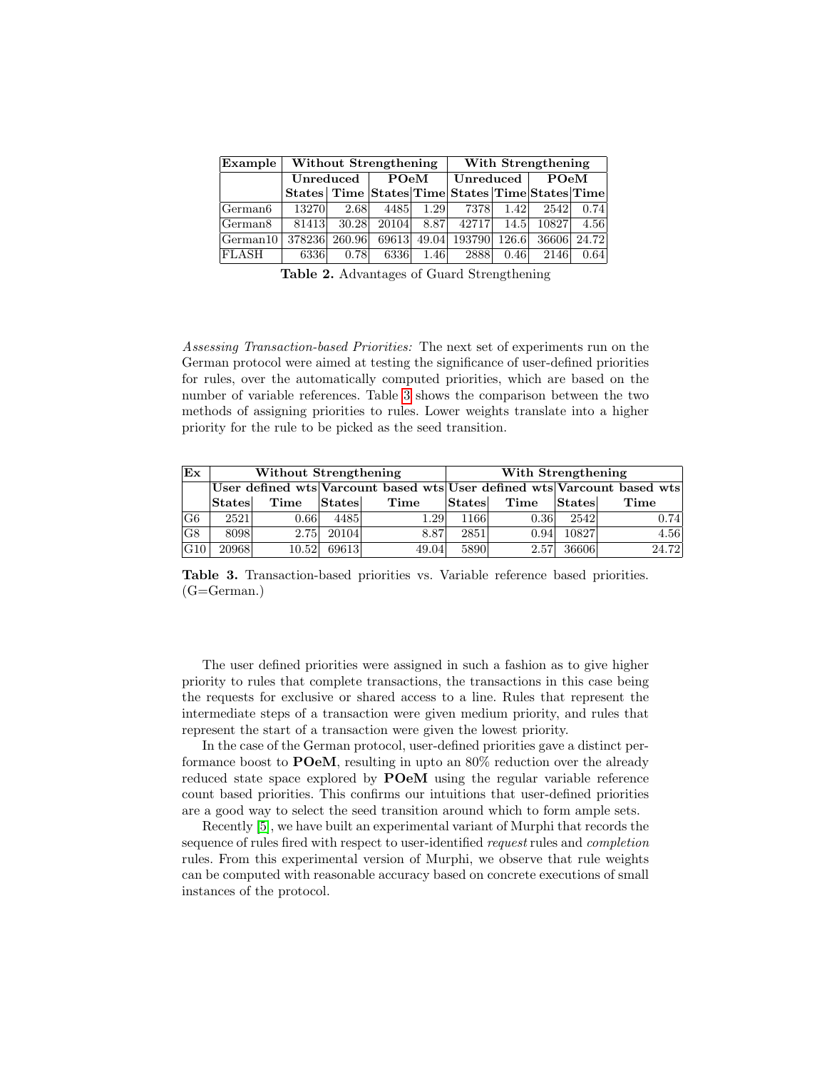| Example | Without Strengthening | | | | With Strengthening | | | |
|---|---|---|---|---|---|---|---|---|
| | Unreduced | | POeM | | Unreduced | | POeM | |
| | States | Time | States | Time | States | Time | States | Time |
| German6 | 13270 | 2.68 | 4485 | 1.29 | 7378 | 1.42 | 2542 | 0.74 |
| German8 | 81413 | 30.28 | 20104 | 8.87 | 42717 | 14.5 | 10827 | 4.56 |
| German10 | 378236 | 260.96 | 69613 | 49.04 | 193790 | 126.6 | 36606 | 24.72 |
| FLASH | 6336 | 0.78 | 6336 | 1.46 | 2888 | 0.46 | 2146 | 0.64 |

**Table 2.** Advantages of Guard Strengthening

*Assessing Transaction-based Priorities:* The next set of experiments run on the German protocol were aimed at testing the significance of user-defined priorities for rules, over the automatically computed priorities, which are based on the number of variable references. Table 3 shows the comparison between the two methods of assigning priorities to rules. Lower weights translate into a higher priority for the rule to be picked as the seed transition.

| Ex | Without Strengthening | | | | With Strengthening | | | |
|---|---|---|---|---|---|---|---|---|
| | User defined wts | | Varcount based wts | | User defined wts | | Varcount based wts | |
| | States | Time | States | Time | States | Time | States | Time |
| G6 | 2521 | 0.66 | 4485 | 1.29 | 1166 | 0.36 | 2542 | 0.74 |
| G8 | 8098 | 2.75 | 20104 | 8.87 | 2851 | 0.94 | 10827 | 4.56 |
| G10 | 20968 | 10.52 | 69613 | 49.04 | 5890 | 2.57 | 36606 | 24.72 |

**Table 3.** Transaction-based priorities vs. Variable reference based priorities. (G=German.)

The user defined priorities were assigned in such a fashion as to give higher priority to rules that complete transactions, the transactions in this case beging the requests for exclusive or shared access to a line. Rules that represent the intermediate steps of a transaction were given medium priority, and rules that represent the start of a transaction were given the lowest priority.

In the case of the German protocol, user-defined priorities gave a distinct performance boost to **POeM**, resulting in upto an 80% reduction over the already reduced state space explored by **POeM** using the regular variable reference count based priorities. This confirms our intuitions that user-defined priorities are a good way to select the seed transition around which to form ample sets.

Recently [5], we have built an experimental variant of Murphi that records the sequence of rules fired with respect to user-identified *request* rules and *completion* rules. From this experimental version of Murphi, we observe that rule weights can be computed with reasonable accuracy based on concrete executions of small instances of the protocol.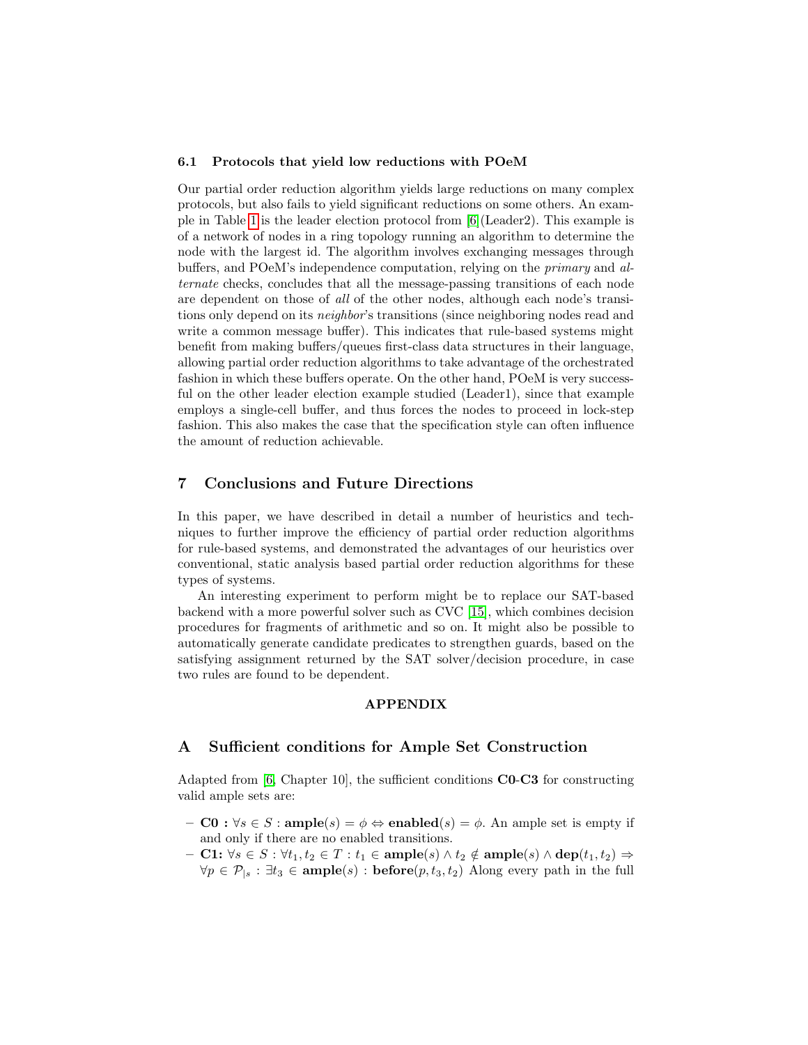### 6.1 Protocols that yield low reductions with POeM

Our partial order reduction algorithm yields large reductions on many complex protocols, but also fails to yield significant reductions on some others. An example in Table 1 is the leader election protocol from [6](Leader2). This example is of a network of nodes in a ring topology running an algorithm to determine the node with the largest id. The algorithm involves exchanging messages through buffers, and POeM's independence computation, relying on the *primary* and *alternate* checks, concludes that all the message-passing transitions of each node are dependent on those of *all* of the other nodes, although each node's transitions only depend on its *neighbor*'s transitions (since neighboring nodes read and write a common message buffer). This indicates that rule-based systems might benefit from making buffers/queues first-class data structures in their language, allowing partial order reduction algorithms to take advantage of the orchestrated fashion in which these buffers operate. On the other hand, POeM is very successful on the other leader election example studied (Leader1), since that example employs a single-cell buffer, and thus forces the nodes to proceed in lock-step fashion. This also makes the case that the specification style can often influence the amount of reduction achievable.

## 7 Conclusions and Future Directions

In this paper, we have described in detail a number of heuristics and techniques to further improve the efficiency of partial order reduction algorithms for rule-based systems, and demonstrated the advantages of our heuristics over conventional, static analysis based partial order reduction algorithms for these types of systems.

An interesting experiment to perform might be to replace our SAT-based backend with a more powerful solver such as CVC [15], which combines decision procedures for fragments of arithmetic and so on. It might also be possible to automatically generate candidate predicates to strengthen guards, based on the satisfying assignment returned by the SAT solver/decision procedure, in case two rules are found to be dependent.

**APPENDIX**

## A Sufficient conditions for Ample Set Construction

Adapted from [6, Chapter 10], the sufficient conditions **C0**-**C3** for constructing valid ample sets are:

- **C0 :** $\forall s \in S : \mathbf{ample}(s) = \phi \Leftrightarrow \mathbf{enabled}(s) = \phi$. An ample set is empty if and only if there are no enabled transitions.
- **C1:** $\forall s \in S : \forall t_1, t_2 \in T : t_1 \in \mathbf{ample}(s) \wedge t_2 \notin \mathbf{ample}(s) \wedge \mathbf{dep}(t_1, t_2) \Rightarrow \forall p \in \mathcal{P}_{|s} : \exists t_3 \in \mathbf{ample}(s) : \mathbf{before}(p, t_3, t_2)$ Along every path in the full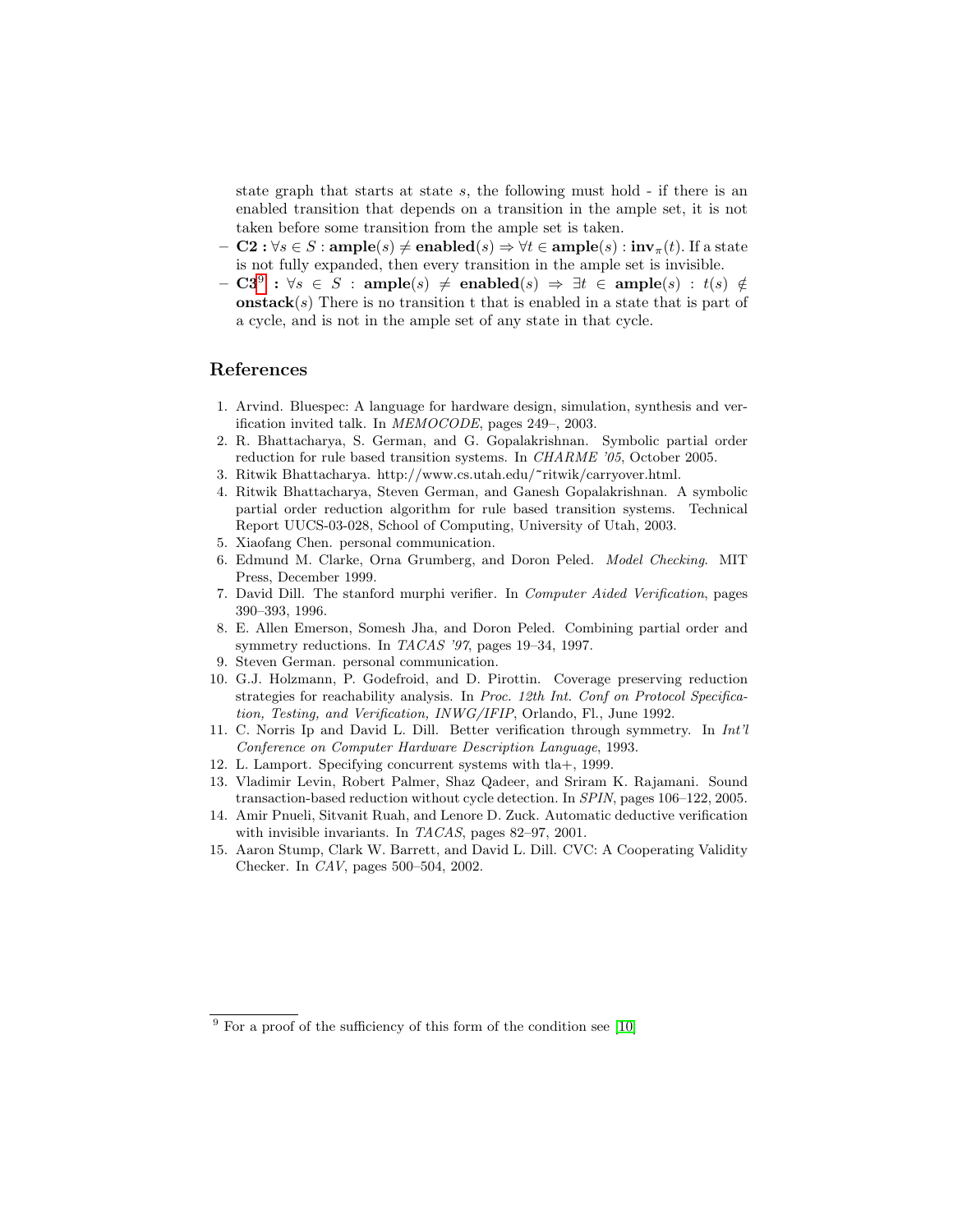state graph that starts at state $s$, the following must hold - if there is an enabled transition that depends on a transition in the ample set, it is not taken before some transition from the ample set is taken.

- **C2 :** $\forall s \in S : \mathbf{ample}(s) \neq \mathbf{enabled}(s) \Rightarrow \forall t \in \mathbf{ample}(s) : \mathbf{inv}_{\pi}(t)$. If a state is not fully expanded, then every transition in the ample set is invisible.
- **C3**[9] **:** $\forall s \in S : \mathbf{ample}(s) \neq \mathbf{enabled}(s) \Rightarrow \exists t \in \mathbf{ample}(s) : t(s) \notin \mathbf{onstack}(s)$ There is no transition t that is enabled in a state that is part of a cycle, and is not in the ample set of any state in that cycle.

## References

1. Arvind. Bluespec: A language for hardware design, simulation, synthesis and verification invited talk. In *MEMOCODE*, pages 249–, 2003.
2. R. Bhattacharya, S. German, and G. Gopalakrishnan. Symbolic partial order reduction for rule based transition systems. In *CHARME '05*, October 2005.
3. Ritwik Bhattacharya. http://www.cs.utah.edu/~ritwik/carryover.html.
4. Ritwik Bhattacharya, Steven German, and Ganesh Gopalakrishnan. A symbolic partial order reduction algorithm for rule based transition systems. Technical Report UUCS-03-028, School of Computing, University of Utah, 2003.
5. Xiaofang Chen. personal communication.
6. Edmund M. Clarke, Orna Grumberg, and Doron Peled. *Model Checking*. MIT Press, December 1999.
7. David Dill. The stanford murphi verifier. In *Computer Aided Verification*, pages 390–393, 1996.
8. E. Allen Emerson, Somesh Jha, and Doron Peled. Combining partial order and symmetry reductions. In *TACAS '97*, pages 19–34, 1997.
9. Steven German. personal communication.
10. G.J. Holzmann, P. Godefroid, and D. Pirottin. Coverage preserving reduction strategies for reachability analysis. In *Proc. 12th Int. Conf on Protocol Specification, Testing, and Verification, INWG/IFIP*, Orlando, Fl., June 1992.
11. C. Norris Ip and David L. Dill. Better verification through symmetry. In *Int'l Conference on Computer Hardware Description Language*, 1993.
12. L. Lamport. Specifying concurrent systems with tla+, 1999.
13. Vladimir Levin, Robert Palmer, Shaz Qadeer, and Sriram K. Rajamani. Sound transaction-based reduction without cycle detection. In *SPIN*, pages 106–122, 2005.
14. Amir Pnueli, Sitvanit Ruah, and Lenore D. Zuck. Automatic deductive verification with invisible invariants. In *TACAS*, pages 82–97, 2001.
15. Aaron Stump, Clark W. Barrett, and David L. Dill. CVC: A Cooperating Validity Checker. In *CAV*, pages 500–504, 2002.

[9] For a proof of the sufficiency of this form of the condition see [10]